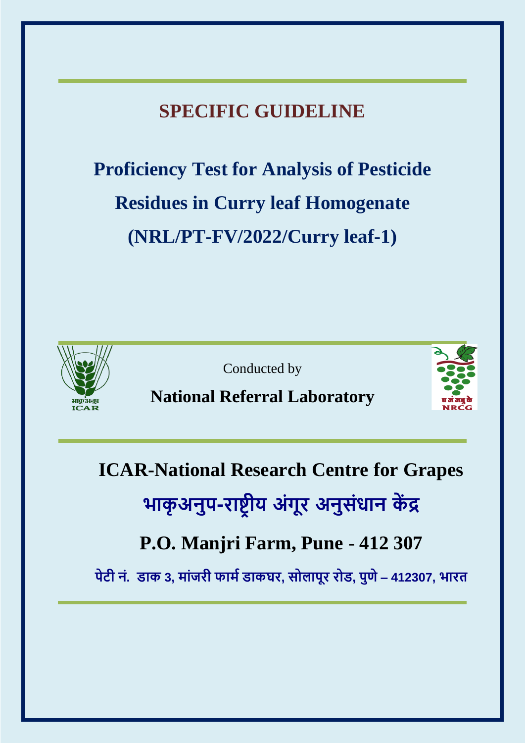# SPECIFIC GUIDELINE

# Proficiency Test for Analysis of Pesticide Residues in Curry leaf Homogenate (NRL/PT-FV/2022/Curry leaf-1)

Conducted by

**National Referral Laboratory**

## ICAR-National Research Centre for Grapes

## भाकृअनुप-राष्ट्रीय अंगूर अनुसंधान केंद्र

## P.O. Manjri Farm, Pune - 412 307

**पेटी नं. डाक 3, मांजरी फार्म डाकघर, सोलापूर रोड, पुणे – 412307, भारत**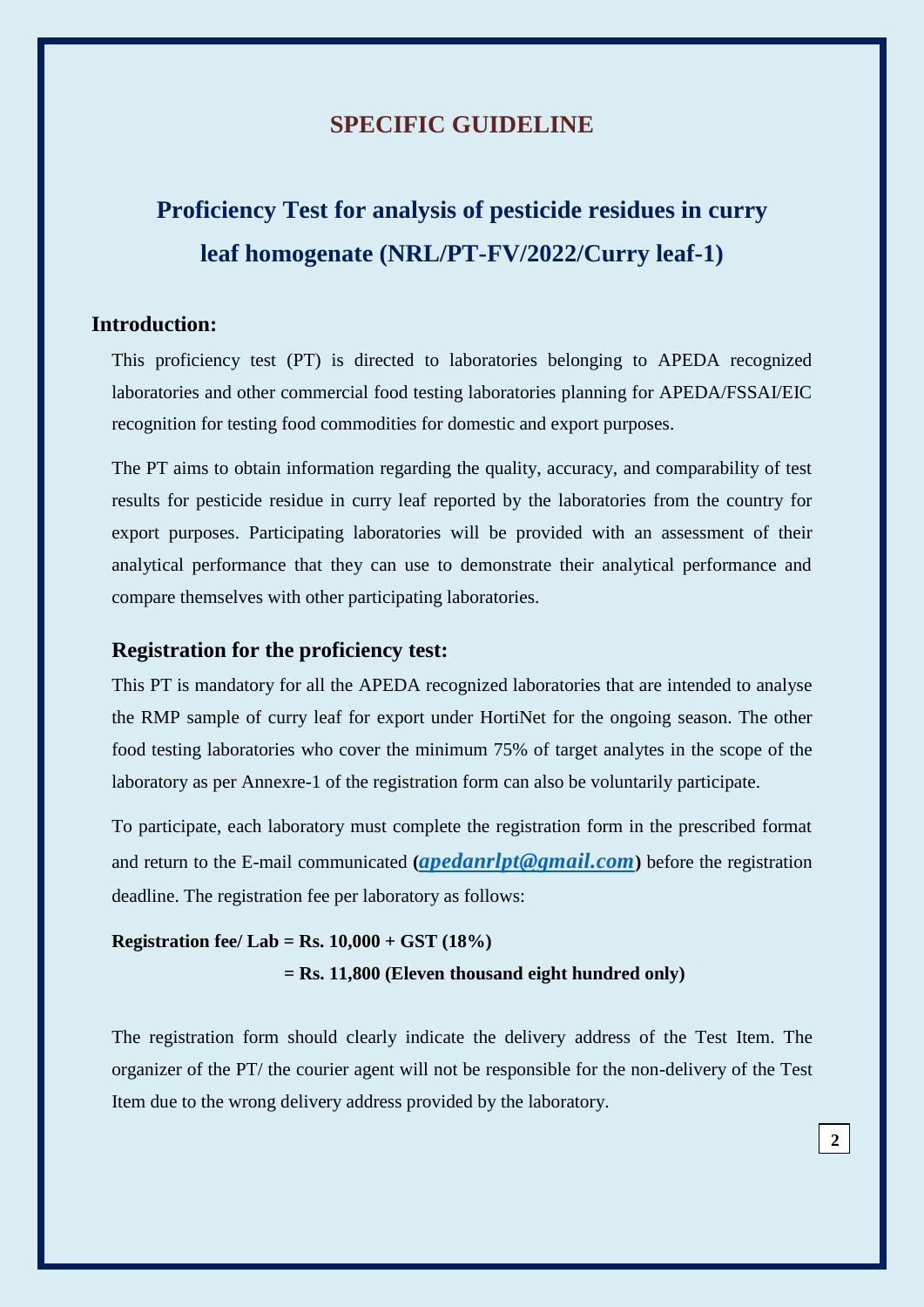## SPECIFIC GUIDELINE

# Proficiency Test for analysis of pesticide residues in curry leaf homogenate (NRL/PT-FV/2022/Curry leaf-1)

### Introduction:

This proficiency test (PT) is directed to laboratories belonging to APEDA recognized laboratories and other commercial food testing laboratories planning for APEDA/FSSAI/EIC recognition for testing food commodities for domestic and export purposes.

The PT aims to obtain information regarding the quality, accuracy, and comparability of test results for pesticide residue in curry leaf reported by the laboratories from the country for export purposes. Participating laboratories will be provided with an assessment of their analytical performance that they can use to demonstrate their analytical performance and compare themselves with other participating laboratories.

### Registration for the proficiency test:

This PT is mandatory for all the APEDA recognized laboratories that are intended to analyse the RMP sample of curry leaf for export under HortiNet for the ongoing season. The other food testing laboratories who cover the minimum 75% of target analytes in the scope of the laboratory as per Annexre-1 of the registration form can also be voluntarily participate.

To participate, each laboratory must complete the registration form in the prescribed format and return to the E-mail communicated (***apedanrlpt@gmail.com***) before the registration deadline. The registration fee per laboratory as follows:

**Registration fee/ Lab = Rs. 10,000 + GST (18%)**

**= Rs. 11,800 (Eleven thousand eight hundred only)**

The registration form should clearly indicate the delivery address of the Test Item. The organizer of the PT/ the courier agent will not be responsible for the non-delivery of the Test Item due to the wrong delivery address provided by the laboratory.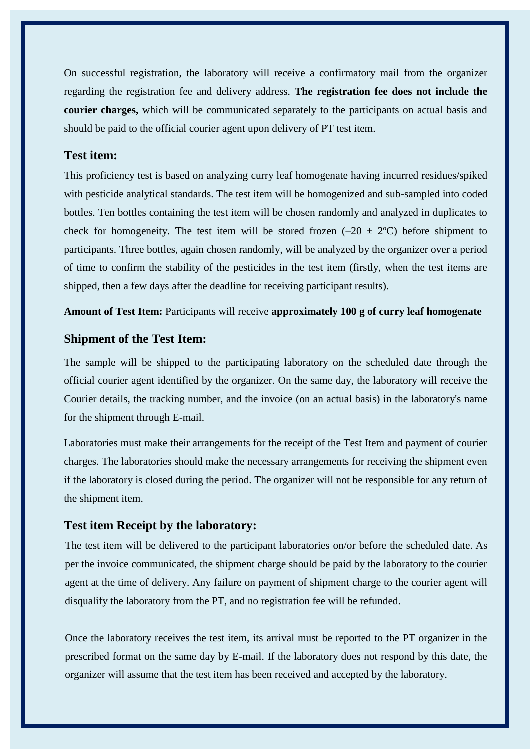On successful registration, the laboratory will receive a confirmatory mail from the organizer regarding the registration fee and delivery address. **The registration fee does not include the courier charges,** which will be communicated separately to the participants on actual basis and should be paid to the official courier agent upon delivery of PT test item.

## Test item:

This proficiency test is based on analyzing curry leaf homogenate having incurred residues/spiked with pesticide analytical standards. The test item will be homogenized and sub-sampled into coded bottles. Ten bottles containing the test item will be chosen randomly and analyzed in duplicates to check for homogeneity. The test item will be stored frozen (–20 ± 2ºC) before shipment to participants. Three bottles, again chosen randomly, will be analyzed by the organizer over a period of time to confirm the stability of the pesticides in the test item (firstly, when the test items are shipped, then a few days after the deadline for receiving participant results).

**Amount of Test Item:** Participants will receive **approximately 100 g of curry leaf homogenate**

## Shipment of the Test Item:

The sample will be shipped to the participating laboratory on the scheduled date through the official courier agent identified by the organizer. On the same day, the laboratory will receive the Courier details, the tracking number, and the invoice (on an actual basis) in the laboratory's name for the shipment through E-mail.

Laboratories must make their arrangements for the receipt of the Test Item and payment of courier charges. The laboratories should make the necessary arrangements for receiving the shipment even if the laboratory is closed during the period. The organizer will not be responsible for any return of the shipment item.

## Test item Receipt by the laboratory:

The test item will be delivered to the participant laboratories on/or before the scheduled date. As per the invoice communicated, the shipment charge should be paid by the laboratory to the courier agent at the time of delivery. Any failure on payment of shipment charge to the courier agent will disqualify the laboratory from the PT, and no registration fee will be refunded.

Once the laboratory receives the test item, its arrival must be reported to the PT organizer in the prescribed format on the same day by E-mail. If the laboratory does not respond by this date, the organizer will assume that the test item has been received and accepted by the laboratory.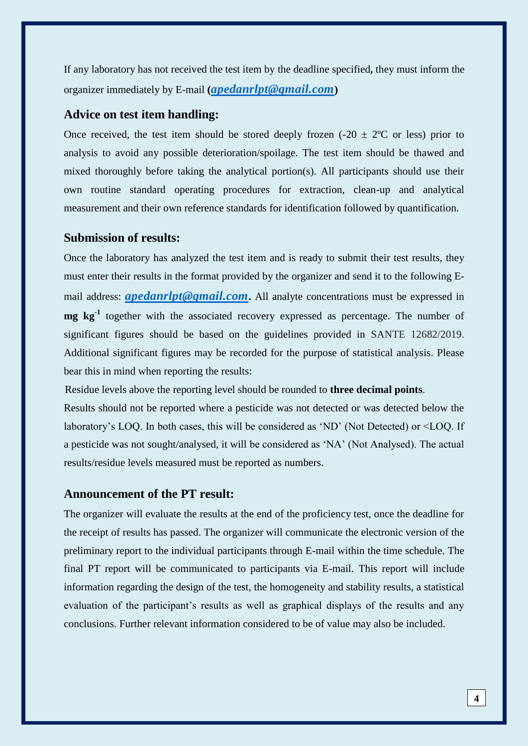If any laboratory has not received the test item by the deadline specified**,** they must inform the organizer immediately by E-mail **(*apedanrlpt@gmail.com*)**

### Advice on test item handling:

Once received, the test item should be stored deeply frozen (-20 ± 2ºC or less) prior to analysis to avoid any possible deterioration/spoilage. The test item should be thawed and mixed thoroughly before taking the analytical portion(s). All participants should use their own routine standard operating procedures for extraction, clean-up and analytical measurement and their own reference standards for identification followed by quantification.

### Submission of results:

Once the laboratory has analyzed the test item and is ready to submit their test results, they must enter their results in the format provided by the organizer and send it to the following E-mail address: ***apedanrlpt@gmail.com*.** All analyte concentrations must be expressed in **mg kg$^{-1}$** together with the associated recovery expressed as percentage. The number of significant figures should be based on the guidelines provided in SANTE 12682/2019. Additional significant figures may be recorded for the purpose of statistical analysis. Please bear this in mind when reporting the results:

Residue levels above the reporting level should be rounded to **three decimal points**.

Results should not be reported where a pesticide was not detected or was detected below the laboratory's LOQ. In both cases, this will be considered as 'ND' (Not Detected) or <LOQ. If a pesticide was not sought/analysed, it will be considered as 'NA' (Not Analysed). The actual results/residue levels measured must be reported as numbers.

### Announcement of the PT result:

The organizer will evaluate the results at the end of the proficiency test, once the deadline for the receipt of results has passed. The organizer will communicate the electronic version of the preliminary report to the individual participants through E-mail within the time schedule. The final PT report will be communicated to participants via E-mail. This report will include information regarding the design of the test, the homogeneity and stability results, a statistical evaluation of the participant's results as well as graphical displays of the results and any conclusions. Further relevant information considered to be of value may also be included.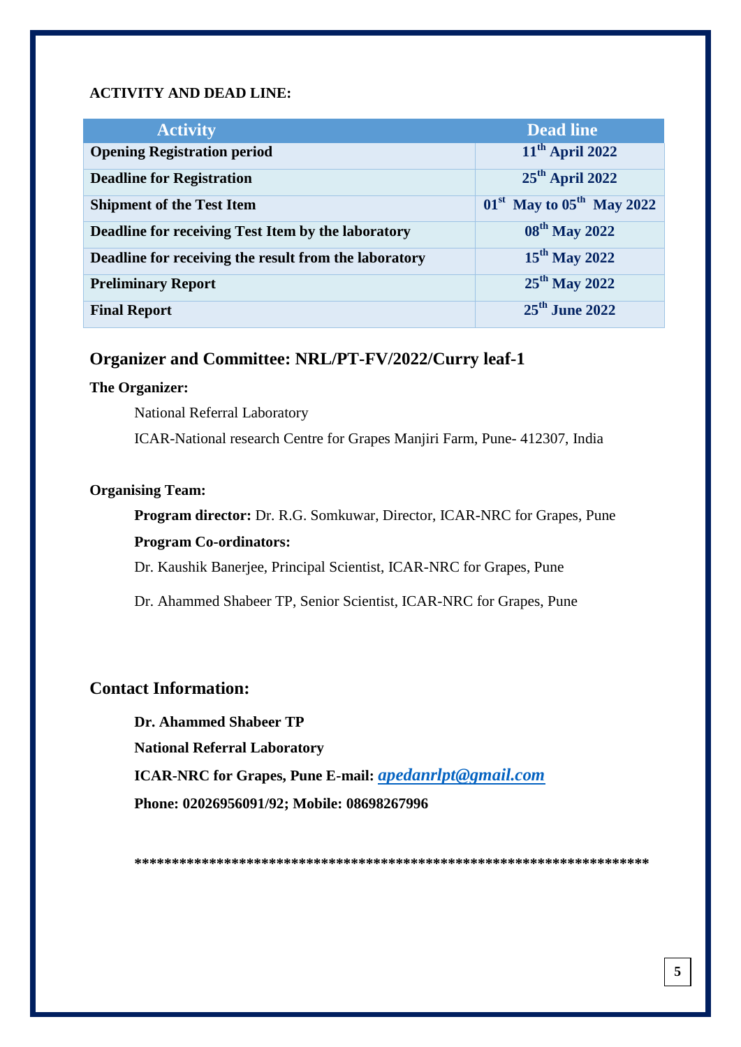**ACTIVITY AND DEAD LINE:**

| Activity | Dead line |
|---|---|
| **Opening Registration period** | **11th April 2022** |
| **Deadline for Registration** | **25th April 2022** |
| **Shipment of the Test Item** | **01st May to 05th May 2022** |
| **Deadline for receiving Test Item by the laboratory** | **08th May 2022** |
| **Deadline for receiving the result from the laboratory** | **15th May 2022** |
| **Preliminary Report** | **25th May 2022** |
| **Final Report** | **25th June 2022** |

## Organizer and Committee: NRL/PT-FV/2022/Curry leaf-1

**The Organizer:**

National Referral Laboratory

ICAR-National research Centre for Grapes Manjiri Farm, Pune- 412307, India

**Organising Team:**

**Program director:** Dr. R.G. Somkuwar, Director, ICAR-NRC for Grapes, Pune

**Program Co-ordinators:**

Dr. Kaushik Banerjee, Principal Scientist, ICAR-NRC for Grapes, Pune

Dr. Ahammed Shabeer TP, Senior Scientist, ICAR-NRC for Grapes, Pune

## Contact Information:

**Dr. Ahammed Shabeer TP**

**National Referral Laboratory**

**ICAR-NRC for Grapes, Pune E-mail:** ***apedanrlpt@gmail.com***

**Phone: 02026956091/92; Mobile: 08698267996**

**************************************************************************